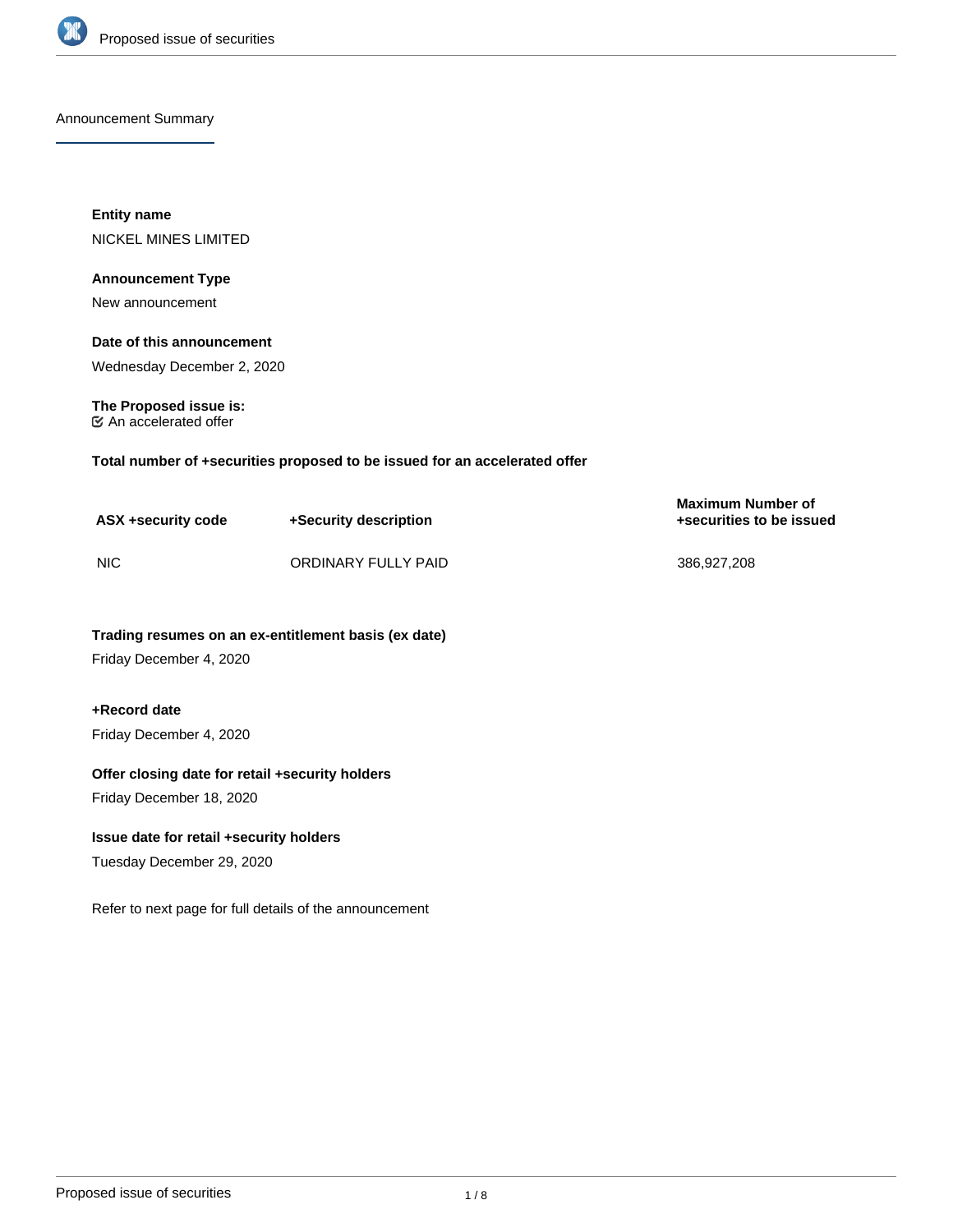## Announcement Summary

**Entity name**

NICKEL MINES LIMITED

**Announcement Type**

New announcement

**Date of this announcement**

Wednesday December 2, 2020

**The Proposed issue is:**

☑ An accelerated offer

**Total number of +securities proposed to be issued for an accelerated offer**

| ASX +security code | +Security description | Maximum Number of +securities to be issued |
| --- | --- | --- |
| NIC | ORDINARY FULLY PAID | 386,927,208 |

**Trading resumes on an ex-entitlement basis (ex date)**

Friday December 4, 2020

**+Record date**

Friday December 4, 2020

**Offer closing date for retail +security holders**

Friday December 18, 2020

**Issue date for retail +security holders**

Tuesday December 29, 2020

Refer to next page for full details of the announcement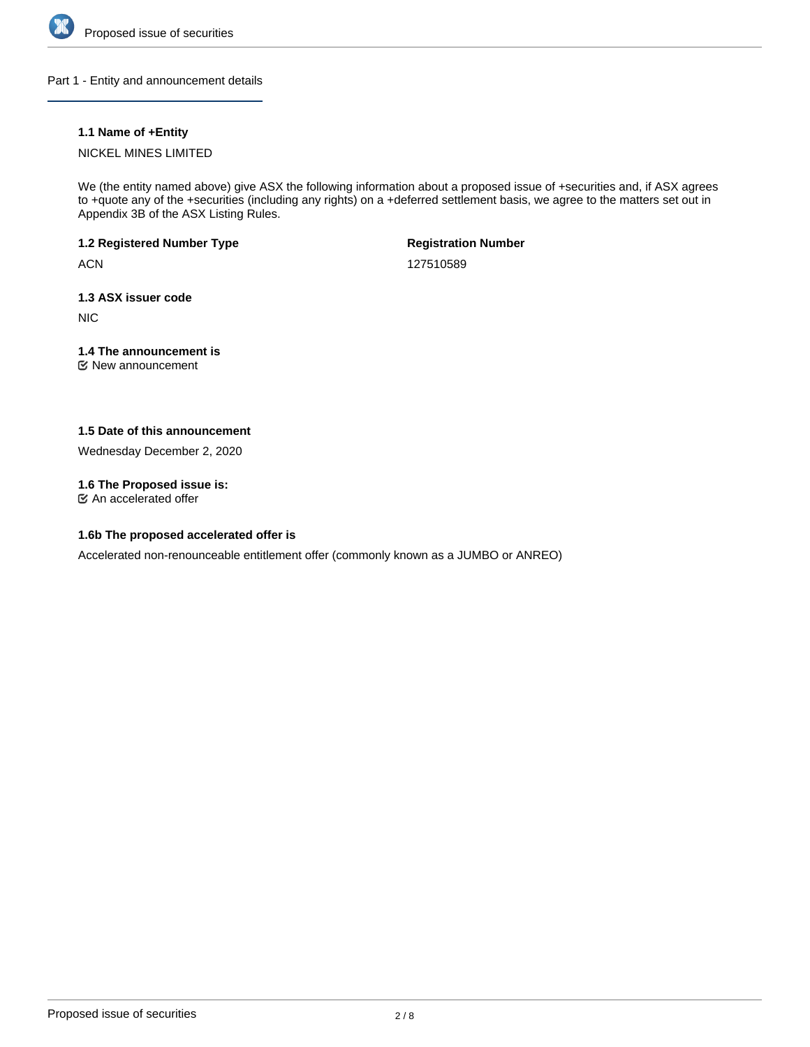## Part 1 - Entity and announcement details

**1.1 Name of +Entity**

NICKEL MINES LIMITED

We (the entity named above) give ASX the following information about a proposed issue of +securities and, if ASX agrees to +quote any of the +securities (including any rights) on a +deferred settlement basis, we agree to the matters set out in Appendix 3B of the ASX Listing Rules.

**1.2 Registered Number Type**

ACN

**Registration Number**

127510589

**1.3 ASX issuer code**

NIC

**1.4 The announcement is**

☑ New announcement

**1.5 Date of this announcement**

Wednesday December 2, 2020

**1.6 The Proposed issue is:**

☑ An accelerated offer

**1.6b The proposed accelerated offer is**

Accelerated non-renounceable entitlement offer (commonly known as a JUMBO or ANREO)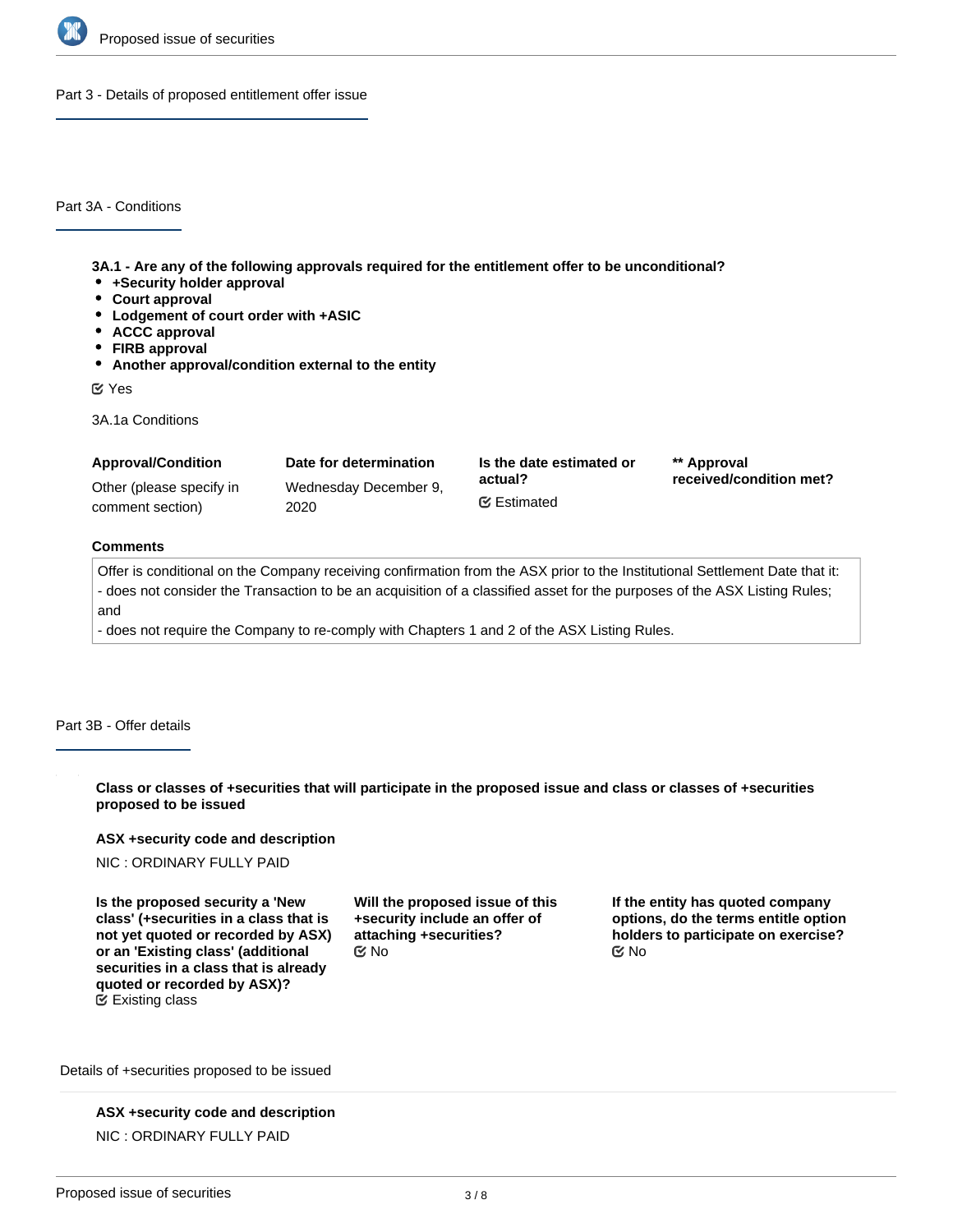## Part 3 - Details of proposed entitlement offer issue

### Part 3A - Conditions

**3A.1 - Are any of the following approvals required for the entitlement offer to be unconditional?**

- **+Security holder approval**
- **Court approval**
- **Lodgement of court order with +ASIC**
- **ACCC approval**
- **FIRB approval**
- **Another approval/condition external to the entity**

☑ Yes

3A.1a Conditions

| Approval/Condition | Date for determination | Is the date estimated or actual? | ** Approval received/condition met? |
|---|---|---|---|
| Other (please specify in comment section) | Wednesday December 9, 2020 | ☑ Estimated | |

**Comments**

Offer is conditional on the Company receiving confirmation from the ASX prior to the Institutional Settlement Date that it:
- does not consider the Transaction to be an acquisition of a classified asset for the purposes of the ASX Listing Rules; and
- does not require the Company to re-comply with Chapters 1 and 2 of the ASX Listing Rules.

### Part 3B - Offer details

**Class or classes of +securities that will participate in the proposed issue and class or classes of +securities proposed to be issued**

**ASX +security code and description**

NIC : ORDINARY FULLY PAID

**Is the proposed security a 'New class' (+securities in a class that is not yet quoted or recorded by ASX) or an 'Existing class' (additional securities in a class that is already quoted or recorded by ASX)?**
☑ Existing class

**Will the proposed issue of this +security include an offer of attaching +securities?**
☑ No

**If the entity has quoted company options, do the terms entitle option holders to participate on exercise?**
☑ No

Details of +securities proposed to be issued

**ASX +security code and description**

NIC : ORDINARY FULLY PAID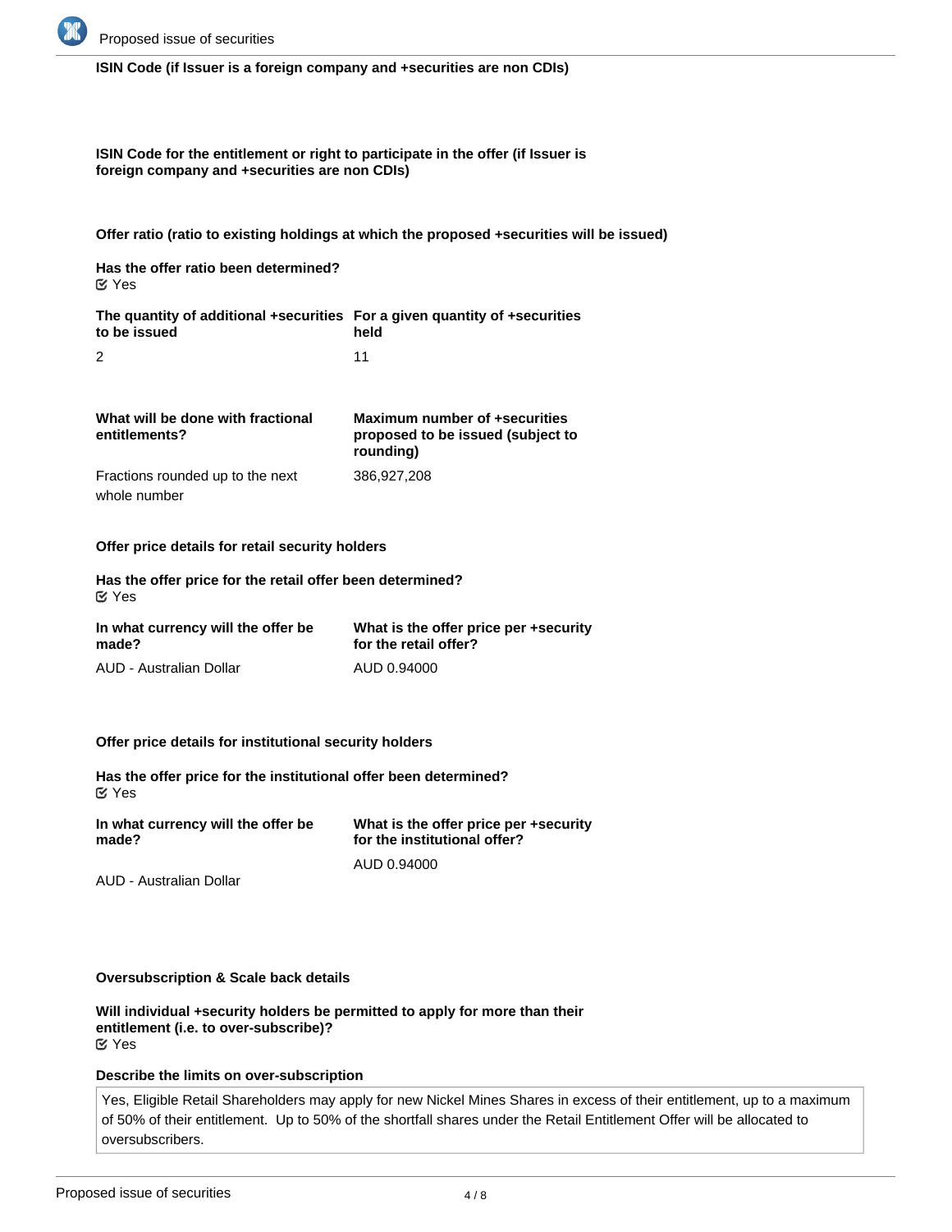**ISIN Code (if Issuer is a foreign company and +securities are non CDIs)**

**ISIN Code for the entitlement or right to participate in the offer (if Issuer is foreign company and +securities are non CDIs)**

**Offer ratio (ratio to existing holdings at which the proposed +securities will be issued)**

**Has the offer ratio been determined?**
☑ Yes

| The quantity of additional +securities to be issued | For a given quantity of +securities held |
|---|---|
| 2 | 11 |

| What will be done with fractional entitlements? | Maximum number of +securities proposed to be issued (subject to rounding) |
|---|---|
| Fractions rounded up to the next whole number | 386,927,208 |

**Offer price details for retail security holders**

**Has the offer price for the retail offer been determined?**
☑ Yes

| In what currency will the offer be made? | What is the offer price per +security for the retail offer? |
|---|---|
| AUD - Australian Dollar | AUD 0.94000 |

**Offer price details for institutional security holders**

**Has the offer price for the institutional offer been determined?**
☑ Yes

| In what currency will the offer be made? | What is the offer price per +security for the institutional offer? |
|---|---|
| AUD - Australian Dollar | AUD 0.94000 |

**Oversubscription & Scale back details**

**Will individual +security holders be permitted to apply for more than their entitlement (i.e. to over-subscribe)?**
☑ Yes

**Describe the limits on over-subscription**

Yes, Eligible Retail Shareholders may apply for new Nickel Mines Shares in excess of their entitlement, up to a maximum of 50% of their entitlement. Up to 50% of the shortfall shares under the Retail Entitlement Offer will be allocated to oversubscribers.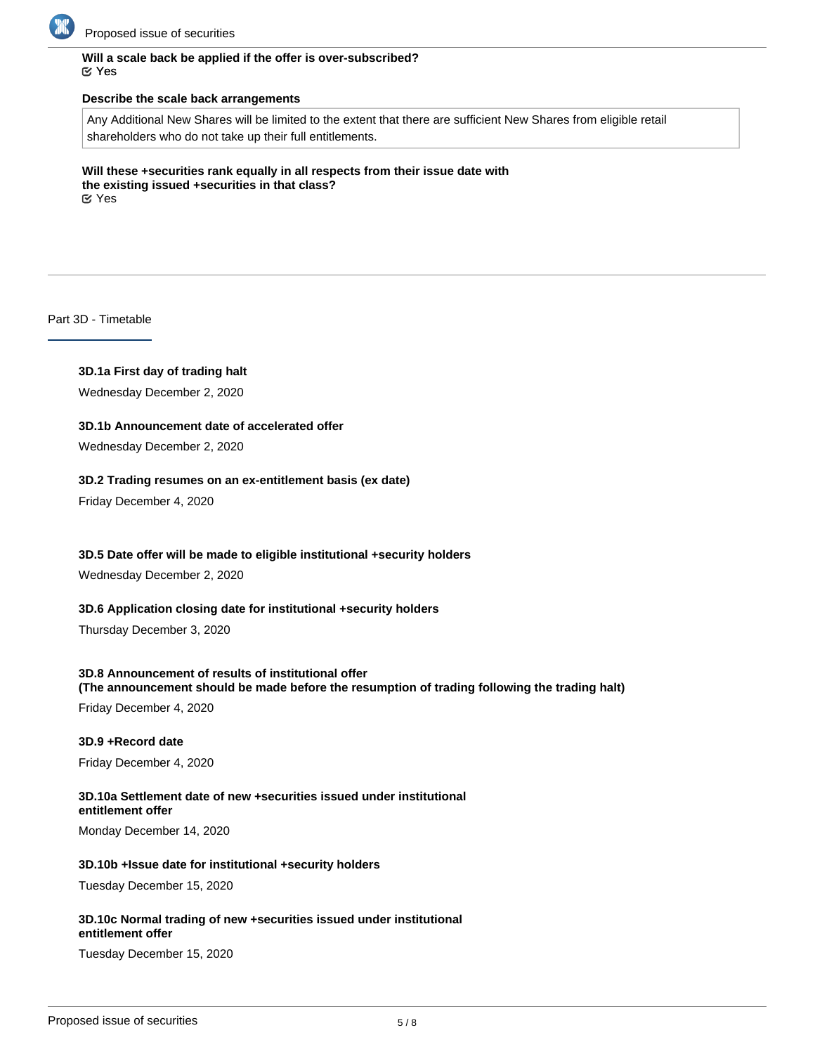**Will a scale back be applied if the offer is over-subscribed?**
☑ Yes

**Describe the scale back arrangements**

Any Additional New Shares will be limited to the extent that there are sufficient New Shares from eligible retail shareholders who do not take up their full entitlements.

**Will these +securities rank equally in all respects from their issue date with the existing issued +securities in that class?**
☑ Yes

## Part 3D - Timetable

**3D.1a First day of trading halt**

Wednesday December 2, 2020

**3D.1b Announcement date of accelerated offer**

Wednesday December 2, 2020

**3D.2 Trading resumes on an ex-entitlement basis (ex date)**

Friday December 4, 2020

**3D.5 Date offer will be made to eligible institutional +security holders**

Wednesday December 2, 2020

**3D.6 Application closing date for institutional +security holders**

Thursday December 3, 2020

**3D.8 Announcement of results of institutional offer**
**(The announcement should be made before the resumption of trading following the trading halt)**

Friday December 4, 2020

**3D.9 +Record date**

Friday December 4, 2020

**3D.10a Settlement date of new +securities issued under institutional entitlement offer**

Monday December 14, 2020

**3D.10b +Issue date for institutional +security holders**

Tuesday December 15, 2020

**3D.10c Normal trading of new +securities issued under institutional entitlement offer**

Tuesday December 15, 2020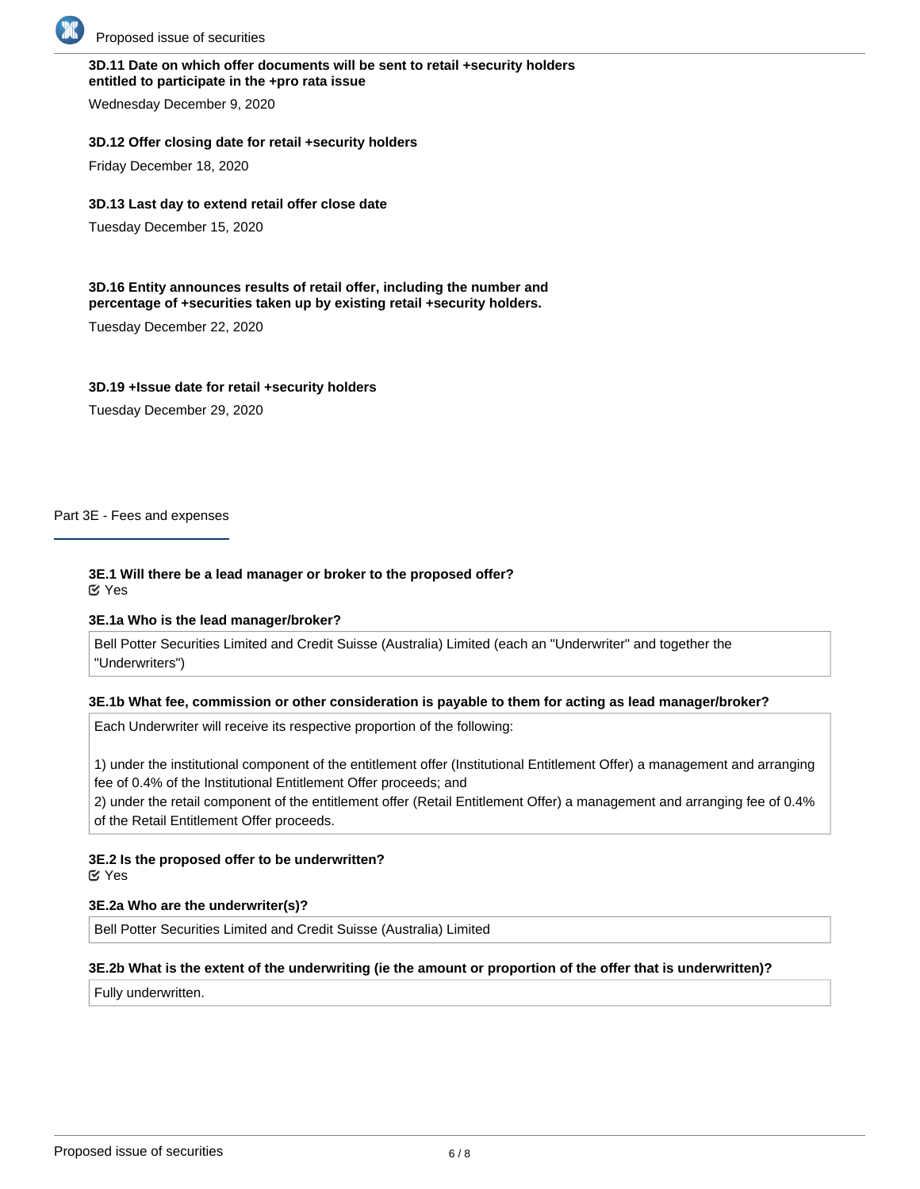**3D.11 Date on which offer documents will be sent to retail +security holders entitled to participate in the +pro rata issue**

Wednesday December 9, 2020

**3D.12 Offer closing date for retail +security holders**

Friday December 18, 2020

**3D.13 Last day to extend retail offer close date**

Tuesday December 15, 2020

**3D.16 Entity announces results of retail offer, including the number and percentage of +securities taken up by existing retail +security holders.**

Tuesday December 22, 2020

**3D.19 +Issue date for retail +security holders**

Tuesday December 29, 2020

## Part 3E - Fees and expenses

**3E.1 Will there be a lead manager or broker to the proposed offer?**

Yes

**3E.1a Who is the lead manager/broker?**

Bell Potter Securities Limited and Credit Suisse (Australia) Limited (each an "Underwriter" and together the "Underwriters")

**3E.1b What fee, commission or other consideration is payable to them for acting as lead manager/broker?**

Each Underwriter will receive its respective proportion of the following:

1) under the institutional component of the entitlement offer (Institutional Entitlement Offer) a management and arranging fee of 0.4% of the Institutional Entitlement Offer proceeds; and
2) under the retail component of the entitlement offer (Retail Entitlement Offer) a management and arranging fee of 0.4% of the Retail Entitlement Offer proceeds.

**3E.2 Is the proposed offer to be underwritten?**

Yes

**3E.2a Who are the underwriter(s)?**

Bell Potter Securities Limited and Credit Suisse (Australia) Limited

**3E.2b What is the extent of the underwriting (ie the amount or proportion of the offer that is underwritten)?**

Fully underwritten.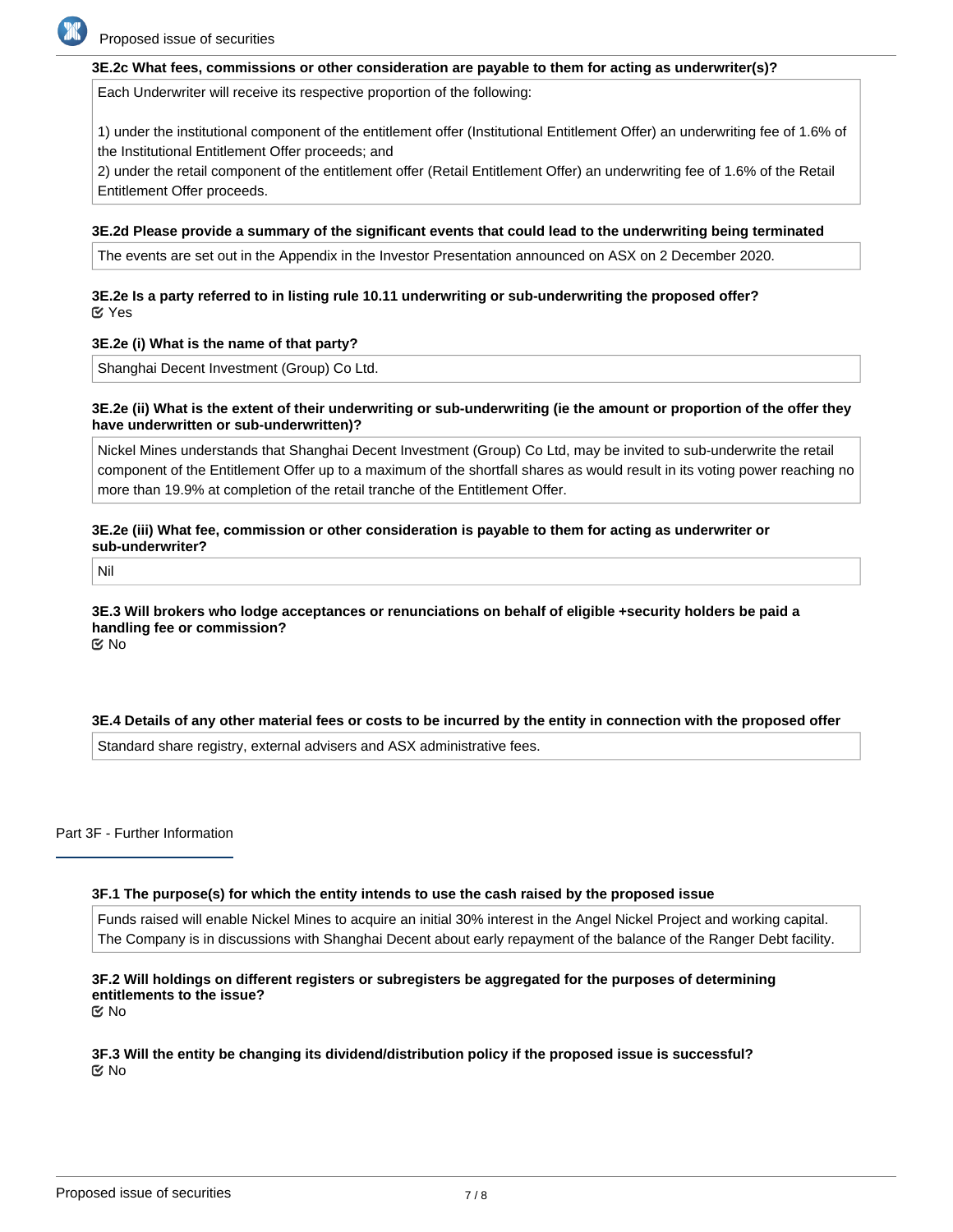**3E.2c What fees, commissions or other consideration are payable to them for acting as underwriter(s)?**

Each Underwriter will receive its respective proportion of the following:

1) under the institutional component of the entitlement offer (Institutional Entitlement Offer) an underwriting fee of 1.6% of the Institutional Entitlement Offer proceeds; and
2) under the retail component of the entitlement offer (Retail Entitlement Offer) an underwriting fee of 1.6% of the Retail Entitlement Offer proceeds.

**3E.2d Please provide a summary of the significant events that could lead to the underwriting being terminated**

The events are set out in the Appendix in the Investor Presentation announced on ASX on 2 December 2020.

**3E.2e Is a party referred to in listing rule 10.11 underwriting or sub-underwriting the proposed offer?**

☑ Yes

**3E.2e (i) What is the name of that party?**

Shanghai Decent Investment (Group) Co Ltd.

**3E.2e (ii) What is the extent of their underwriting or sub-underwriting (ie the amount or proportion of the offer they have underwritten or sub-underwritten)?**

Nickel Mines understands that Shanghai Decent Investment (Group) Co Ltd, may be invited to sub-underwrite the retail component of the Entitlement Offer up to a maximum of the shortfall shares as would result in its voting power reaching no more than 19.9% at completion of the retail tranche of the Entitlement Offer.

**3E.2e (iii) What fee, commission or other consideration is payable to them for acting as underwriter or sub-underwriter?**

Nil

**3E.3 Will brokers who lodge acceptances or renunciations on behalf of eligible +security holders be paid a handling fee or commission?**

☑ No

**3E.4 Details of any other material fees or costs to be incurred by the entity in connection with the proposed offer**

Standard share registry, external advisers and ASX administrative fees.

## Part 3F - Further Information

**3F.1 The purpose(s) for which the entity intends to use the cash raised by the proposed issue**

Funds raised will enable Nickel Mines to acquire an initial 30% interest in the Angel Nickel Project and working capital. The Company is in discussions with Shanghai Decent about early repayment of the balance of the Ranger Debt facility.

**3F.2 Will holdings on different registers or subregisters be aggregated for the purposes of determining entitlements to the issue?**

☑ No

**3F.3 Will the entity be changing its dividend/distribution policy if the proposed issue is successful?**

☑ No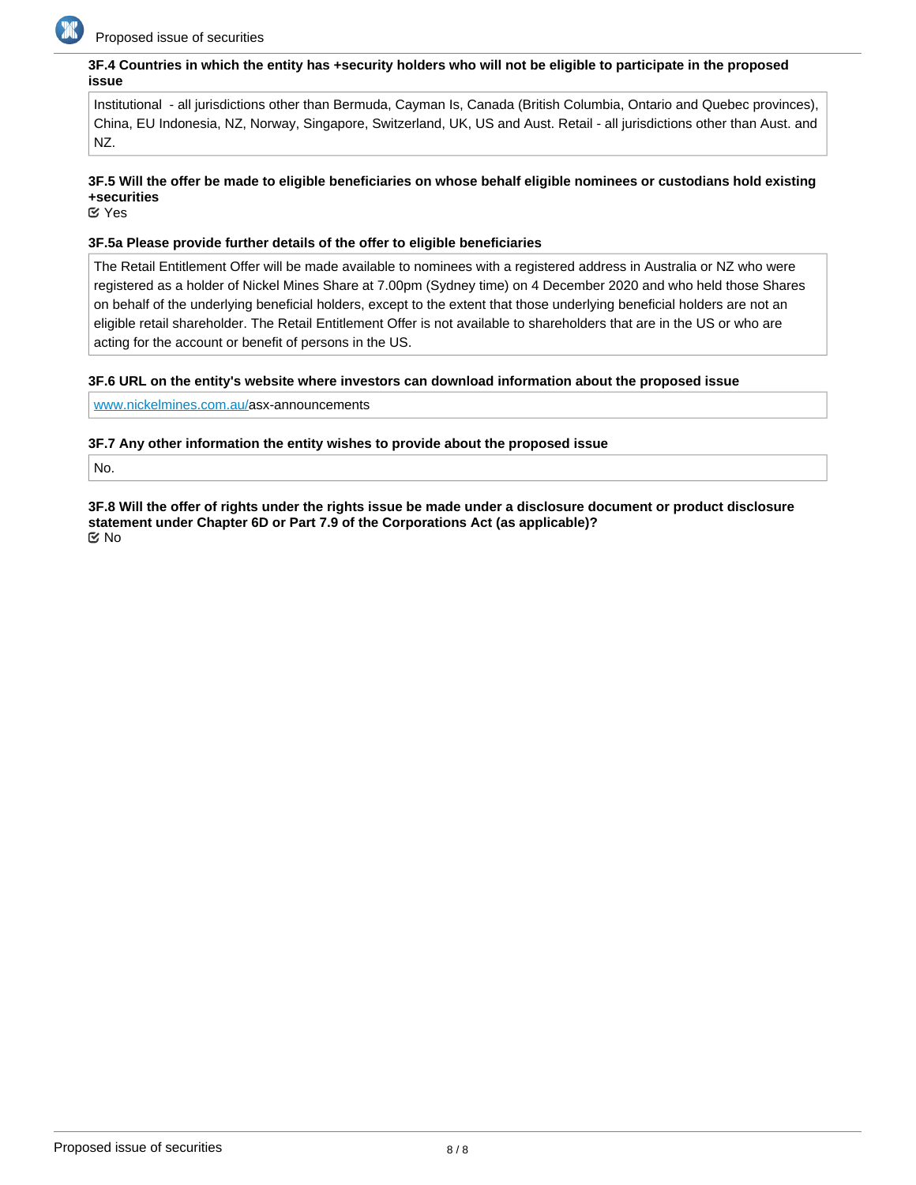**3F.4 Countries in which the entity has +security holders who will not be eligible to participate in the proposed issue**

Institutional - all jurisdictions other than Bermuda, Cayman Is, Canada (British Columbia, Ontario and Quebec provinces), China, EU Indonesia, NZ, Norway, Singapore, Switzerland, UK, US and Aust. Retail - all jurisdictions other than Aust. and NZ.

**3F.5 Will the offer be made to eligible beneficiaries on whose behalf eligible nominees or custodians hold existing +securities**

☑ Yes

**3F.5a Please provide further details of the offer to eligible beneficiaries**

The Retail Entitlement Offer will be made available to nominees with a registered address in Australia or NZ who were registered as a holder of Nickel Mines Share at 7.00pm (Sydney time) on 4 December 2020 and who held those Shares on behalf of the underlying beneficial holders, except to the extent that those underlying beneficial holders are not an eligible retail shareholder. The Retail Entitlement Offer is not available to shareholders that are in the US or who are acting for the account or benefit of persons in the US.

**3F.6 URL on the entity's website where investors can download information about the proposed issue**

www.nickelmines.com.au/asx-announcements

**3F.7 Any other information the entity wishes to provide about the proposed issue**

No.

**3F.8 Will the offer of rights under the rights issue be made under a disclosure document or product disclosure statement under Chapter 6D or Part 7.9 of the Corporations Act (as applicable)?**

☑ No